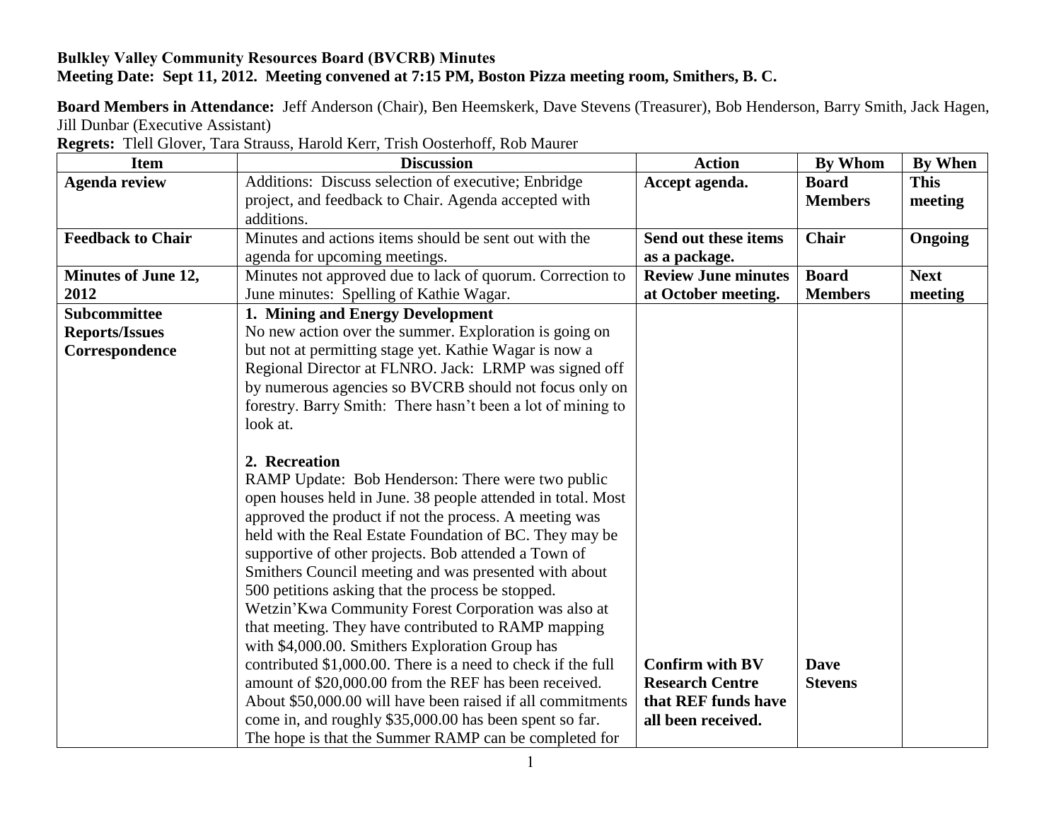**Bulkley Valley Community Resources Board (BVCRB) Minutes**
**Meeting Date: Sept 11, 2012. Meeting convened at 7:15 PM, Boston Pizza meeting room, Smithers, B. C.**

**Board Members in Attendance:** Jeff Anderson (Chair), Ben Heemskerk, Dave Stevens (Treasurer), Bob Henderson, Barry Smith, Jack Hagen, Jill Dunbar (Executive Assistant)

**Regrets:** Tlell Glover, Tara Strauss, Harold Kerr, Trish Oosterhoff, Rob Maurer

| Item | Discussion | Action | By Whom | By When |
|---|---|---|---|---|
| **Agenda review** | Additions: Discuss selection of executive; Enbridge project, and feedback to Chair. Agenda accepted with additions. | **Accept agenda.** | **Board Members** | **This meeting** |
| **Feedback to Chair** | Minutes and actions items should be sent out with the agenda for upcoming meetings. | **Send out these items as a package.** | **Chair** | **Ongoing** |
| **Minutes of June 12, 2012** | Minutes not approved due to lack of quorum. Correction to June minutes: Spelling of Kathie Wagar. | **Review June minutes at October meeting.** | **Board Members** | **Next meeting** |
| **Subcommittee Reports/Issues Correspondence** | **1. Mining and Energy Development**<br>No new action over the summer. Exploration is going on but not at permitting stage yet. Kathie Wagar is now a Regional Director at FLNRO. Jack: LRMP was signed off by numerous agencies so BVCRB should not focus only on forestry. Barry Smith: There hasn't been a lot of mining to look at.<br><br>**2. Recreation**<br>RAMP Update: Bob Henderson: There were two public open houses held in June. 38 people attended in total. Most approved the product if not the process. A meeting was held with the Real Estate Foundation of BC. They may be supportive of other projects. Bob attended a Town of Smithers Council meeting and was presented with about 500 petitions asking that the process be stopped. Wetzin'Kwa Community Forest Corporation was also at that meeting. They have contributed to RAMP mapping with $4,000.00. Smithers Exploration Group has contributed $1,000.00. There is a need to check if the full amount of $20,000.00 from the REF has been received. About $50,000.00 will have been raised if all commitments come in, and roughly $35,000.00 has been spent so far. The hope is that the Summer RAMP can be completed for | **Confirm with BV Research Centre that REF funds have all been received.** | **Dave Stevens** | |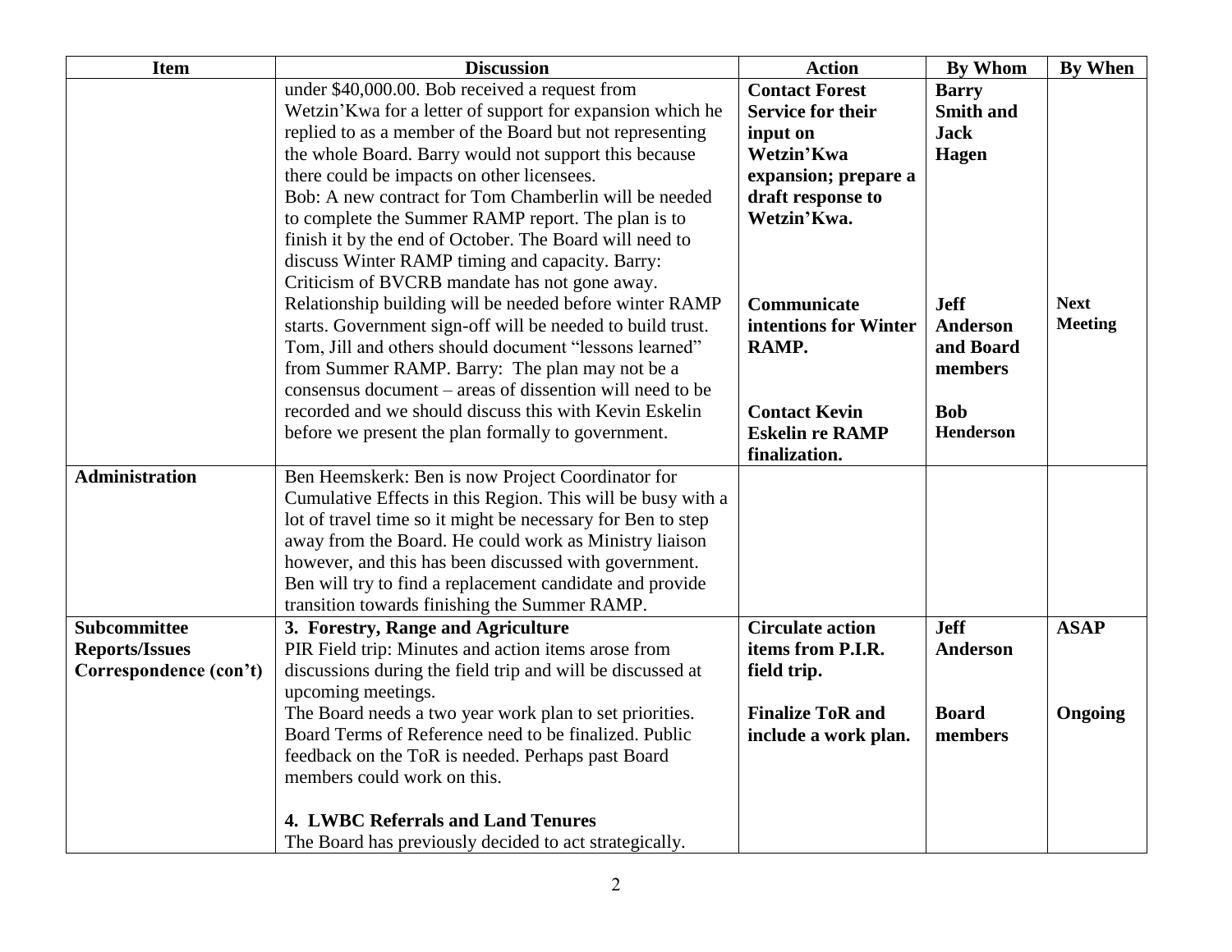| Item | Discussion | Action | By Whom | By When |
|---|---|---|---|---|
| | under $40,000.00. Bob received a request from Wetzin'Kwa for a letter of support for expansion which he replied to as a member of the Board but not representing the whole Board. Barry would not support this because there could be impacts on other licensees.<br>Bob: A new contract for Tom Chamberlin will be needed to complete the Summer RAMP report. The plan is to finish it by the end of October. The Board will need to discuss Winter RAMP timing and capacity. Barry: Criticism of BVCRB mandate has not gone away. Relationship building will be needed before winter RAMP starts. Government sign-off will be needed to build trust. Tom, Jill and others should document "lessons learned" from Summer RAMP. Barry: The plan may not be a consensus document – areas of dissention will need to be recorded and we should discuss this with Kevin Eskelin before we present the plan formally to government. | **Contact Forest Service for their input on Wetzin'Kwa expansion; prepare a draft response to Wetzin'Kwa.**<br><br>**Communicate intentions for Winter RAMP.**<br><br>**Contact Kevin Eskelin re RAMP finalization.** | **Barry Smith and Jack Hagen**<br><br>**Jeff Anderson and Board members**<br><br>**Bob Henderson** | <br><br>**Next Meeting** |
| **Administration** | Ben Heemskerk: Ben is now Project Coordinator for Cumulative Effects in this Region. This will be busy with a lot of travel time so it might be necessary for Ben to step away from the Board. He could work as Ministry liaison however, and this has been discussed with government. Ben will try to find a replacement candidate and provide transition towards finishing the Summer RAMP. | | | |
| **Subcommittee Reports/Issues Correspondence (con't)** | **3. Forestry, Range and Agriculture**<br>PIR Field trip: Minutes and action items arose from discussions during the field trip and will be discussed at upcoming meetings.<br>The Board needs a two year work plan to set priorities. Board Terms of Reference need to be finalized. Public feedback on the ToR is needed. Perhaps past Board members could work on this.<br><br>**4. LWBC Referrals and Land Tenures**<br>The Board has previously decided to act strategically. | **Circulate action items from P.I.R. field trip.**<br><br>**Finalize ToR and include a work plan.** | **Jeff Anderson**<br><br>**Board members** | **ASAP**<br><br>**Ongoing** |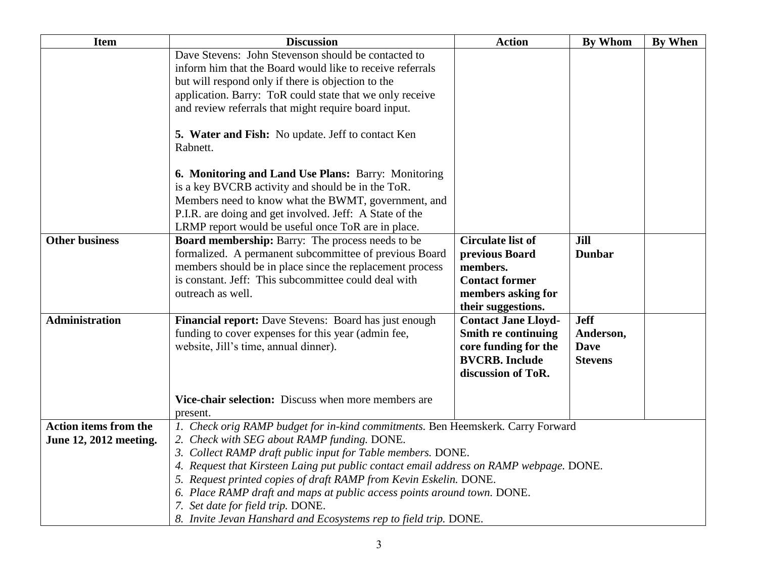| Item | Discussion | Action | By Whom | By When |
|---|---|---|---|---|
| | Dave Stevens: John Stevenson should be contacted to inform him that the Board would like to receive referrals but will respond only if there is objection to the application. Barry: ToR could state that we only receive and review referrals that might require board input.<br><br>**5. Water and Fish:** No update. Jeff to contact Ken Rabnett.<br><br>**6. Monitoring and Land Use Plans:** Barry: Monitoring is a key BVCRB activity and should be in the ToR. Members need to know what the BWMT, government, and P.I.R. are doing and get involved. Jeff: A State of the LRMP report would be useful once ToR are in place. | | | |
| **Other business** | **Board membership:** Barry: The process needs to be formalized. A permanent subcommittee of previous Board members should be in place since the replacement process is constant. Jeff: This subcommittee could deal with outreach as well. | **Circulate list of previous Board members. Contact former members asking for their suggestions.** | **Jill Dunbar** | |
| **Administration** | **Financial report:** Dave Stevens: Board has just enough funding to cover expenses for this year (admin fee, website, Jill's time, annual dinner).<br><br>**Vice-chair selection:** Discuss when more members are present. | **Contact Jane Lloyd-Smith re continuing core funding for the BVCRB. Include discussion of ToR.** | **Jeff Anderson, Dave Stevens** | |
| **Action items from the June 12, 2012 meeting.** | 1. *Check orig RAMP budget for in-kind commitments.* Ben Heemskerk. Carry Forward<br>2. *Check with SEG about RAMP funding.* DONE.<br>3. *Collect RAMP draft public input for Table members.* DONE.<br>4. *Request that Kirsteen Laing put public contact email address on RAMP webpage.* DONE.<br>5. *Request printed copies of draft RAMP from Kevin Eskelin.* DONE.<br>6. *Place RAMP draft and maps at public access points around town.* DONE.<br>7. *Set date for field trip.* DONE.<br>8. *Invite Jevan Hanshard and Ecosystems rep to field trip.* DONE. | | | |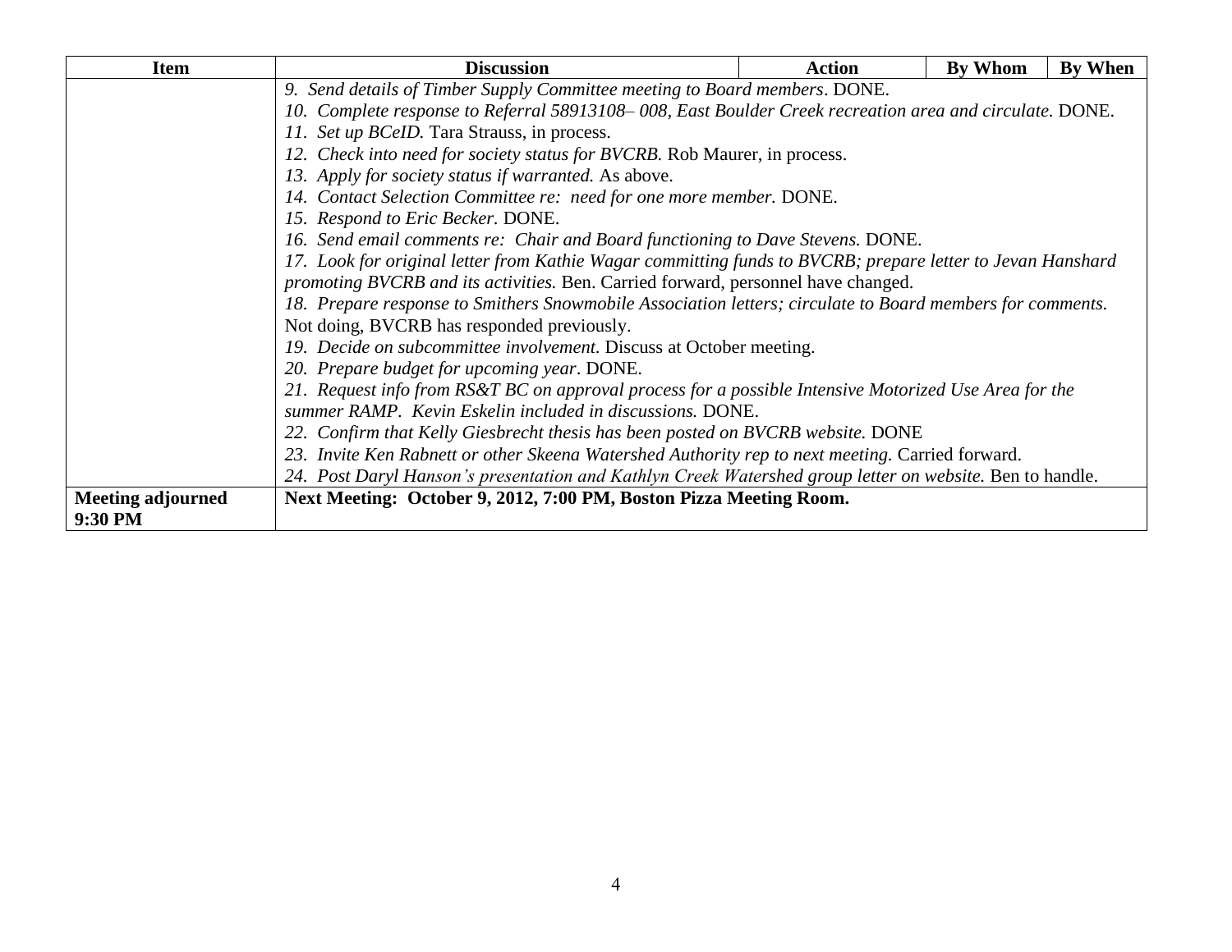| Item | Discussion | Action | By Whom | By When |
|---|---|---|---|---|
| | *9. Send details of Timber Supply Committee meeting to Board members*. DONE.<br>*10. Complete response to Referral 58913108– 008, East Boulder Creek recreation area and circulate.* DONE.<br>*11. Set up BCeID.* Tara Strauss, in process.<br>*12. Check into need for society status for BVCRB.* Rob Maurer, in process.<br>*13. Apply for society status if warranted.* As above.<br>*14. Contact Selection Committee re: need for one more member.* DONE.<br>*15. Respond to Eric Becker.* DONE.<br>*16. Send email comments re: Chair and Board functioning to Dave Stevens.* DONE.<br>*17. Look for original letter from Kathie Wagar committing funds to BVCRB; prepare letter to Jevan Hanshard promoting BVCRB and its activities.* Ben. Carried forward, personnel have changed.<br>*18. Prepare response to Smithers Snowmobile Association letters; circulate to Board members for comments.* Not doing, BVCRB has responded previously.<br>*19. Decide on subcommittee involvement.* Discuss at October meeting.<br>*20. Prepare budget for upcoming year*. DONE.<br>*21. Request info from RS&T BC on approval process for a possible Intensive Motorized Use Area for the summer RAMP. Kevin Eskelin included in discussions.* DONE.<br>*22. Confirm that Kelly Giesbrecht thesis has been posted on BVCRB website.* DONE<br>*23. Invite Ken Rabnett or other Skeena Watershed Authority rep to next meeting.* Carried forward.<br>*24. Post Daryl Hanson's presentation and Kathlyn Creek Watershed group letter on website.* Ben to handle. | | | |
| **Meeting adjourned 9:30 PM** | **Next Meeting: October 9, 2012, 7:00 PM, Boston Pizza Meeting Room.** | | | |